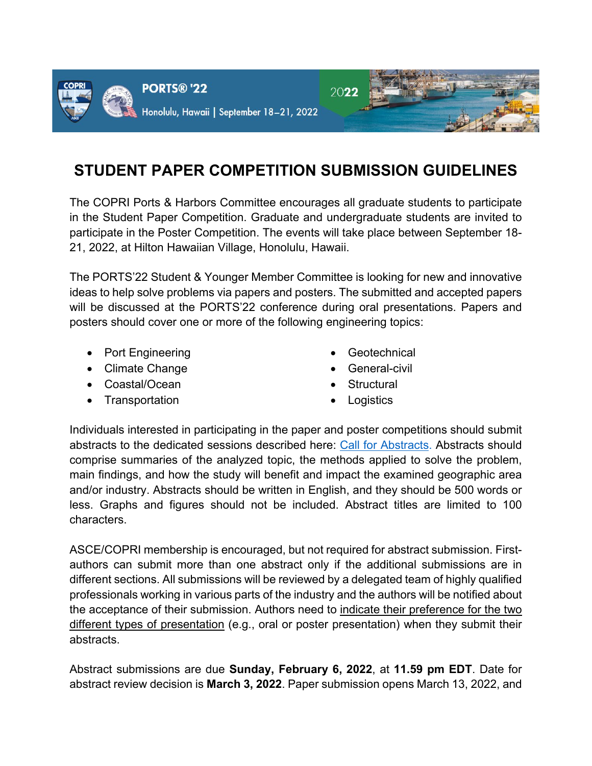PORTS® '22

Honolulu, Hawaii | September 18–21, 2022

2022

# STUDENT PAPER COMPETITION SUBMISSION GUIDELINES

The COPRI Ports & Harbors Committee encourages all graduate students to participate in the Student Paper Competition. Graduate and undergraduate students are invited to participate in the Poster Competition. The events will take place between September 18-21, 2022, at Hilton Hawaiian Village, Honolulu, Hawaii.

The PORTS'22 Student & Younger Member Committee is looking for new and innovative ideas to help solve problems via papers and posters. The submitted and accepted papers will be discussed at the PORTS'22 conference during oral presentations. Papers and posters should cover one or more of the following engineering topics:

- Port Engineering
- Climate Change
- Coastal/Ocean
- Transportation
- Geotechnical
- General-civil
- Structural
- Logistics

Individuals interested in participating in the paper and poster competitions should submit abstracts to the dedicated sessions described here: Call for Abstracts. Abstracts should comprise summaries of the analyzed topic, the methods applied to solve the problem, main findings, and how the study will benefit and impact the examined geographic area and/or industry. Abstracts should be written in English, and they should be 500 words or less. Graphs and figures should not be included. Abstract titles are limited to 100 characters.

ASCE/COPRI membership is encouraged, but not required for abstract submission. First-authors can submit more than one abstract only if the additional submissions are in different sections. All submissions will be reviewed by a delegated team of highly qualified professionals working in various parts of the industry and the authors will be notified about the acceptance of their submission. Authors need to indicate their preference for the two different types of presentation (e.g., oral or poster presentation) when they submit their abstracts.

Abstract submissions are due **Sunday, February 6, 2022**, at **11.59 pm EDT**. Date for abstract review decision is **March 3, 2022**. Paper submission opens March 13, 2022, and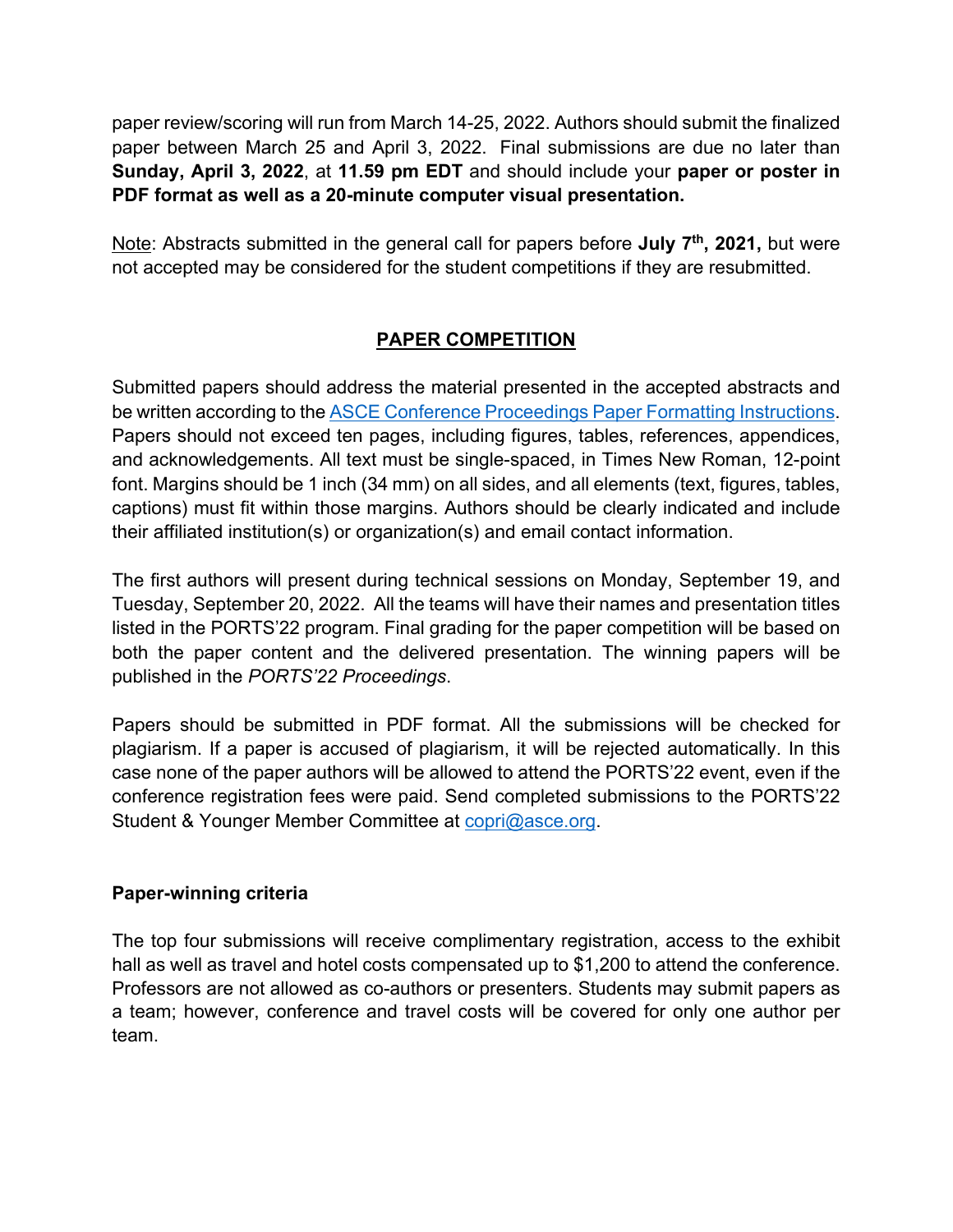paper review/scoring will run from March 14-25, 2022. Authors should submit the finalized paper between March 25 and April 3, 2022. Final submissions are due no later than **Sunday, April 3, 2022**, at **11.59 pm EDT** and should include your **paper or poster in PDF format as well as a 20-minute computer visual presentation.**

Note: Abstracts submitted in the general call for papers before **July 7th, 2021,** but were not accepted may be considered for the student competitions if they are resubmitted.

## PAPER COMPETITION

Submitted papers should address the material presented in the accepted abstracts and be written according to the ASCE Conference Proceedings Paper Formatting Instructions. Papers should not exceed ten pages, including figures, tables, references, appendices, and acknowledgements. All text must be single-spaced, in Times New Roman, 12-point font. Margins should be 1 inch (34 mm) on all sides, and all elements (text, figures, tables, captions) must fit within those margins. Authors should be clearly indicated and include their affiliated institution(s) or organization(s) and email contact information.

The first authors will present during technical sessions on Monday, September 19, and Tuesday, September 20, 2022. All the teams will have their names and presentation titles listed in the PORTS'22 program. Final grading for the paper competition will be based on both the paper content and the delivered presentation. The winning papers will be published in the *PORTS'22 Proceedings*.

Papers should be submitted in PDF format. All the submissions will be checked for plagiarism. If a paper is accused of plagiarism, it will be rejected automatically. In this case none of the paper authors will be allowed to attend the PORTS'22 event, even if the conference registration fees were paid. Send completed submissions to the PORTS'22 Student & Younger Member Committee at copri@asce.org.

### Paper-winning criteria

The top four submissions will receive complimentary registration, access to the exhibit hall as well as travel and hotel costs compensated up to $1,200 to attend the conference. Professors are not allowed as co-authors or presenters. Students may submit papers as a team; however, conference and travel costs will be covered for only one author per team.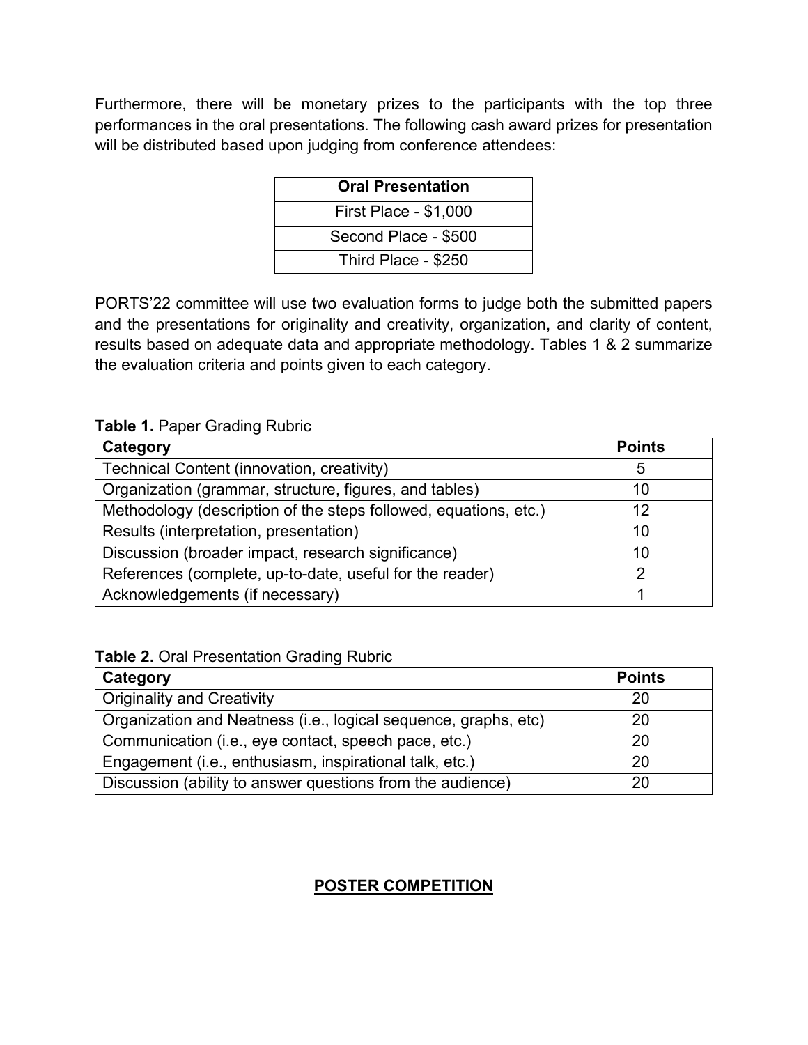Furthermore, there will be monetary prizes to the participants with the top three performances in the oral presentations. The following cash award prizes for presentation will be distributed based upon judging from conference attendees:

| **Oral Presentation** |
| --- |
| First Place - $1,000 |
| Second Place - $500 |
| Third Place - $250 |

PORTS'22 committee will use two evaluation forms to judge both the submitted papers and the presentations for originality and creativity, organization, and clarity of content, results based on adequate data and appropriate methodology. Tables 1 & 2 summarize the evaluation criteria and points given to each category.

**Table 1.** Paper Grading Rubric

| **Category** | **Points** |
| --- | --- |
| Technical Content (innovation, creativity) | 5 |
| Organization (grammar, structure, figures, and tables) | 10 |
| Methodology (description of the steps followed, equations, etc.) | 12 |
| Results (interpretation, presentation) | 10 |
| Discussion (broader impact, research significance) | 10 |
| References (complete, up-to-date, useful for the reader) | 2 |
| Acknowledgements (if necessary) | 1 |

**Table 2.** Oral Presentation Grading Rubric

| **Category** | **Points** |
| --- | --- |
| Originality and Creativity | 20 |
| Organization and Neatness (i.e., logical sequence, graphs, etc) | 20 |
| Communication (i.e., eye contact, speech pace, etc.) | 20 |
| Engagement (i.e., enthusiasm, inspirational talk, etc.) | 20 |
| Discussion (ability to answer questions from the audience) | 20 |

## POSTER COMPETITION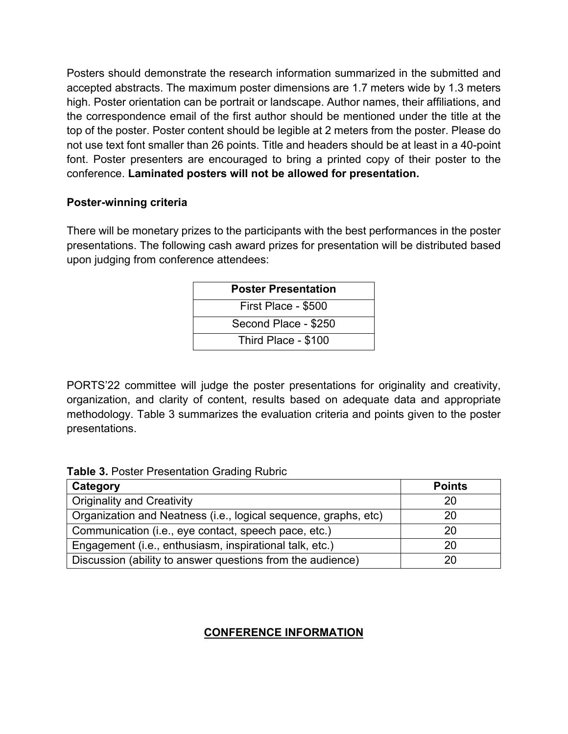Posters should demonstrate the research information summarized in the submitted and accepted abstracts. The maximum poster dimensions are 1.7 meters wide by 1.3 meters high. Poster orientation can be portrait or landscape. Author names, their affiliations, and the correspondence email of the first author should be mentioned under the title at the top of the poster. Poster content should be legible at 2 meters from the poster. Please do not use text font smaller than 26 points. Title and headers should be at least in a 40-point font. Poster presenters are encouraged to bring a printed copy of their poster to the conference. **Laminated posters will not be allowed for presentation.**

**Poster-winning criteria**

There will be monetary prizes to the participants with the best performances in the poster presentations. The following cash award prizes for presentation will be distributed based upon judging from conference attendees:

| Poster Presentation |
|---|
| First Place - $500 |
| Second Place - $250 |
| Third Place - $100 |

PORTS'22 committee will judge the poster presentations for originality and creativity, organization, and clarity of content, results based on adequate data and appropriate methodology. Table 3 summarizes the evaluation criteria and points given to the poster presentations.

**Table 3.** Poster Presentation Grading Rubric

| Category | Points |
|---|---|
| Originality and Creativity | 20 |
| Organization and Neatness (i.e., logical sequence, graphs, etc) | 20 |
| Communication (i.e., eye contact, speech pace, etc.) | 20 |
| Engagement (i.e., enthusiasm, inspirational talk, etc.) | 20 |
| Discussion (ability to answer questions from the audience) | 20 |

## CONFERENCE INFORMATION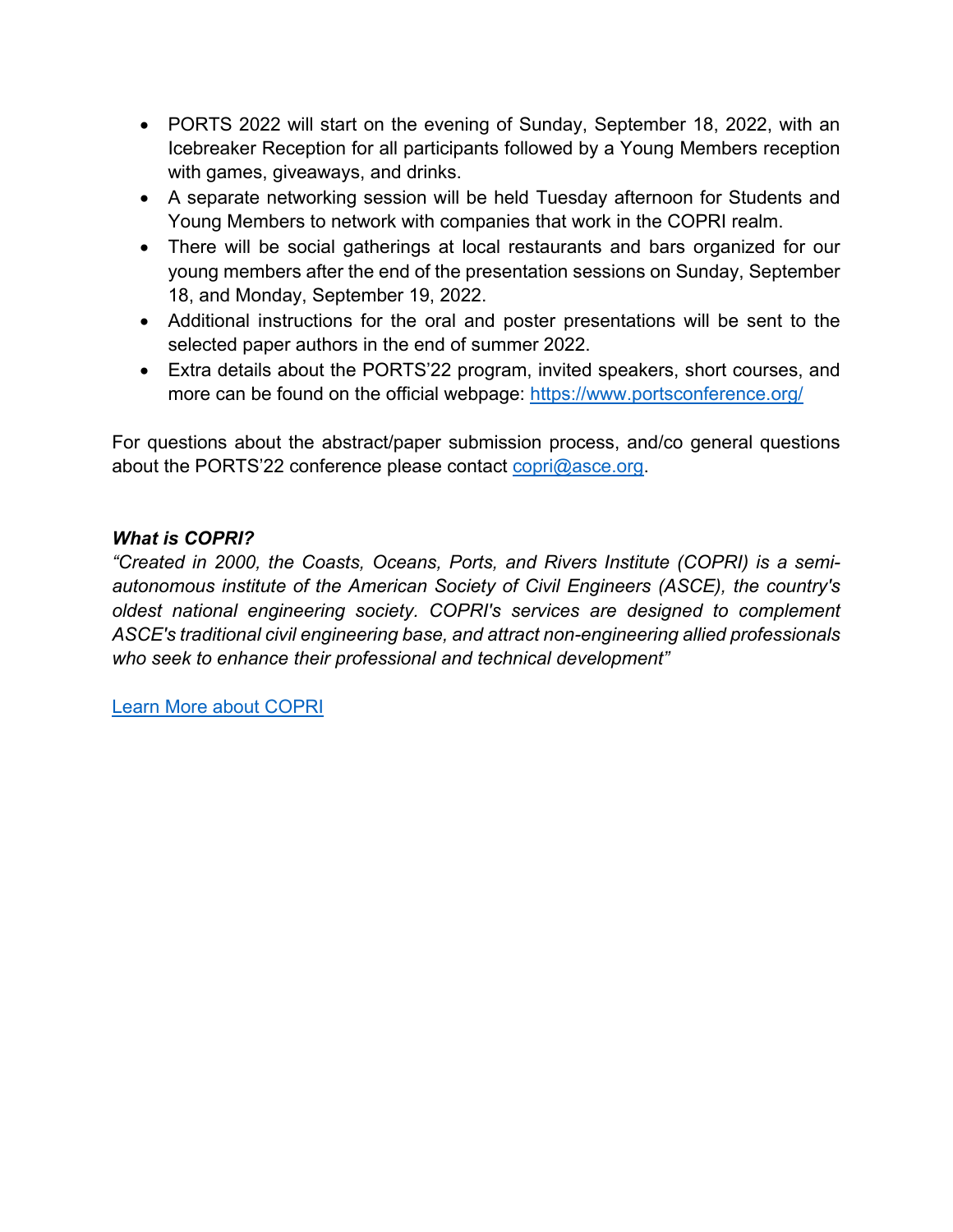- PORTS 2022 will start on the evening of Sunday, September 18, 2022, with an Icebreaker Reception for all participants followed by a Young Members reception with games, giveaways, and drinks.
- A separate networking session will be held Tuesday afternoon for Students and Young Members to network with companies that work in the COPRI realm.
- There will be social gatherings at local restaurants and bars organized for our young members after the end of the presentation sessions on Sunday, September 18, and Monday, September 19, 2022.
- Additional instructions for the oral and poster presentations will be sent to the selected paper authors in the end of summer 2022.
- Extra details about the PORTS'22 program, invited speakers, short courses, and more can be found on the official webpage: [https://www.portsconference.org/](https://www.portsconference.org/)

For questions about the abstract/paper submission process, and/co general questions about the PORTS'22 conference please contact [copri@asce.org](mailto:copri@asce.org).

***What is COPRI?***

*"Created in 2000, the Coasts, Oceans, Ports, and Rivers Institute (COPRI) is a semi-autonomous institute of the American Society of Civil Engineers (ASCE), the country's oldest national engineering society. COPRI's services are designed to complement ASCE's traditional civil engineering base, and attract non-engineering allied professionals who seek to enhance their professional and technical development"*

Learn More about COPRI